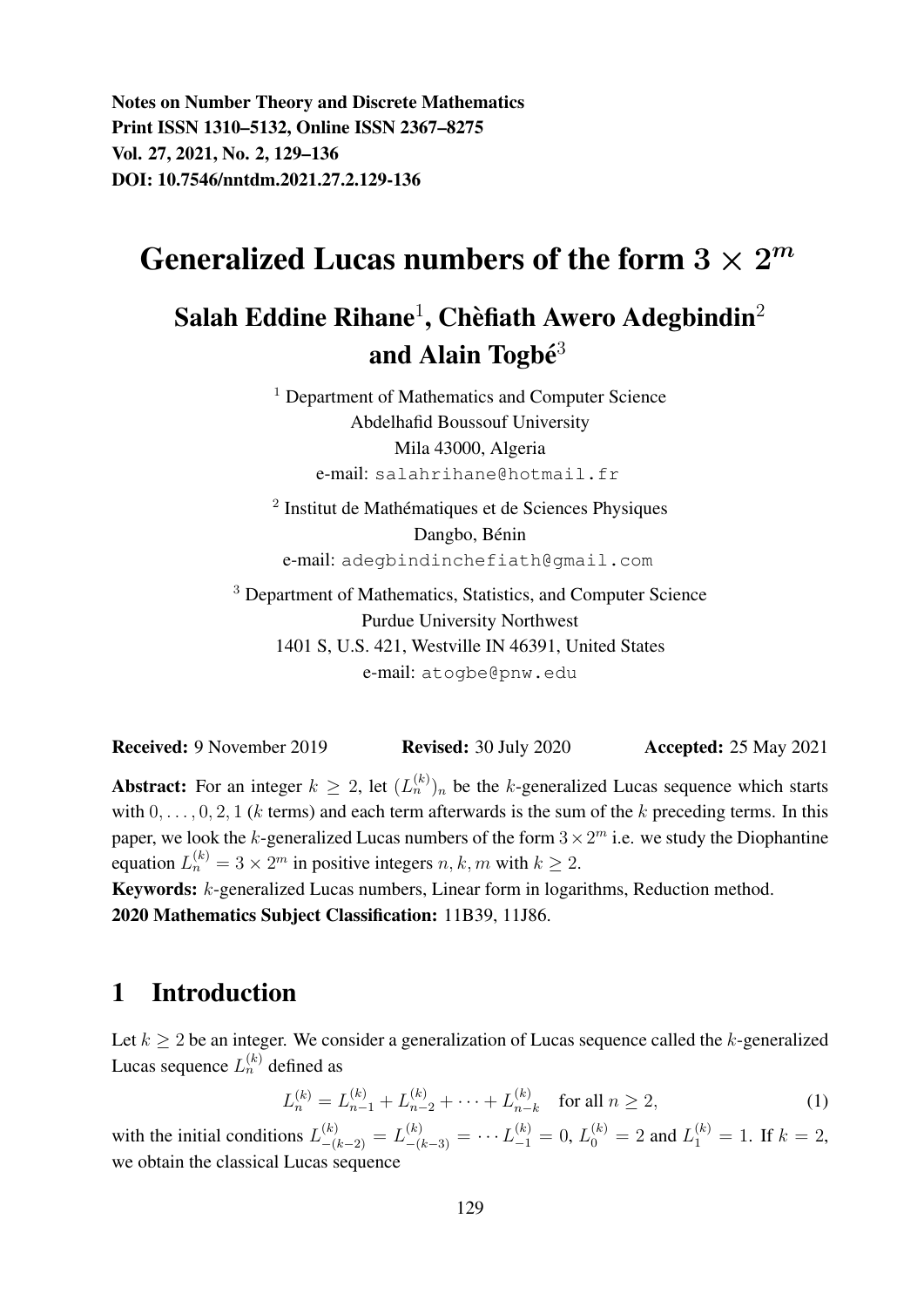**Notes on Number Theory and Discrete Mathematics**
**Print ISSN 1310–5132, Online ISSN 2367–8275**
**Vol. 27, 2021, No. 2, 129–136**
**DOI: 10.7546/nntdm.2021.27.2.129-136**

# Generalized Lucas numbers of the form $3 \times 2^m$

## Salah Eddine Rihane[1], Chèfiath Awero Adegbindin[2] and Alain Togbé[3]

[1] Department of Mathematics and Computer Science
Abdelhafid Boussouf University
Mila 43000, Algeria
e-mail: salahrihane@hotmail.fr

[2] Institut de Mathématiques et de Sciences Physiques
Dangbo, Bénin
e-mail: adegbindinchefiath@gmail.com

[3] Department of Mathematics, Statistics, and Computer Science
Purdue University Northwest
1401 S, U.S. 421, Westville IN 46391, United States
e-mail: atogbe@pnw.edu

**Received:** 9 November 2019 **Revised:** 30 July 2020 **Accepted:** 25 May 2021

**Abstract:** For an integer $k \geq 2$, let $(L_n^{(k)})_n$ be the $k$-generalized Lucas sequence which starts with $0, \ldots, 0, 2, 1$ ($k$ terms) and each term afterwards is the sum of the $k$ preceding terms. In this paper, we look the $k$-generalized Lucas numbers of the form $3 \times 2^m$ i.e. we study the Diophantine equation $L_n^{(k)} = 3 \times 2^m$ in positive integers $n, k, m$ with $k \geq 2$.

**Keywords:** $k$-generalized Lucas numbers, Linear form in logarithms, Reduction method.

**2020 Mathematics Subject Classification:** 11B39, 11J86.

## 1 Introduction

Let $k \geq 2$ be an integer. We consider a generalization of Lucas sequence called the $k$-generalized Lucas sequence $L_n^{(k)}$ defined as

$$L_n^{(k)} = L_{n-1}^{(k)} + L_{n-2}^{(k)} + \cdots + L_{n-k}^{(k)} \quad \text{for all } n \geq 2, \tag{1}$$

with the initial conditions $L_{-(k-2)}^{(k)} = L_{-(k-3)}^{(k)} = \cdots L_{-1}^{(k)} = 0$, $L_0^{(k)} = 2$ and $L_1^{(k)} = 1$. If $k = 2$, we obtain the classical Lucas sequence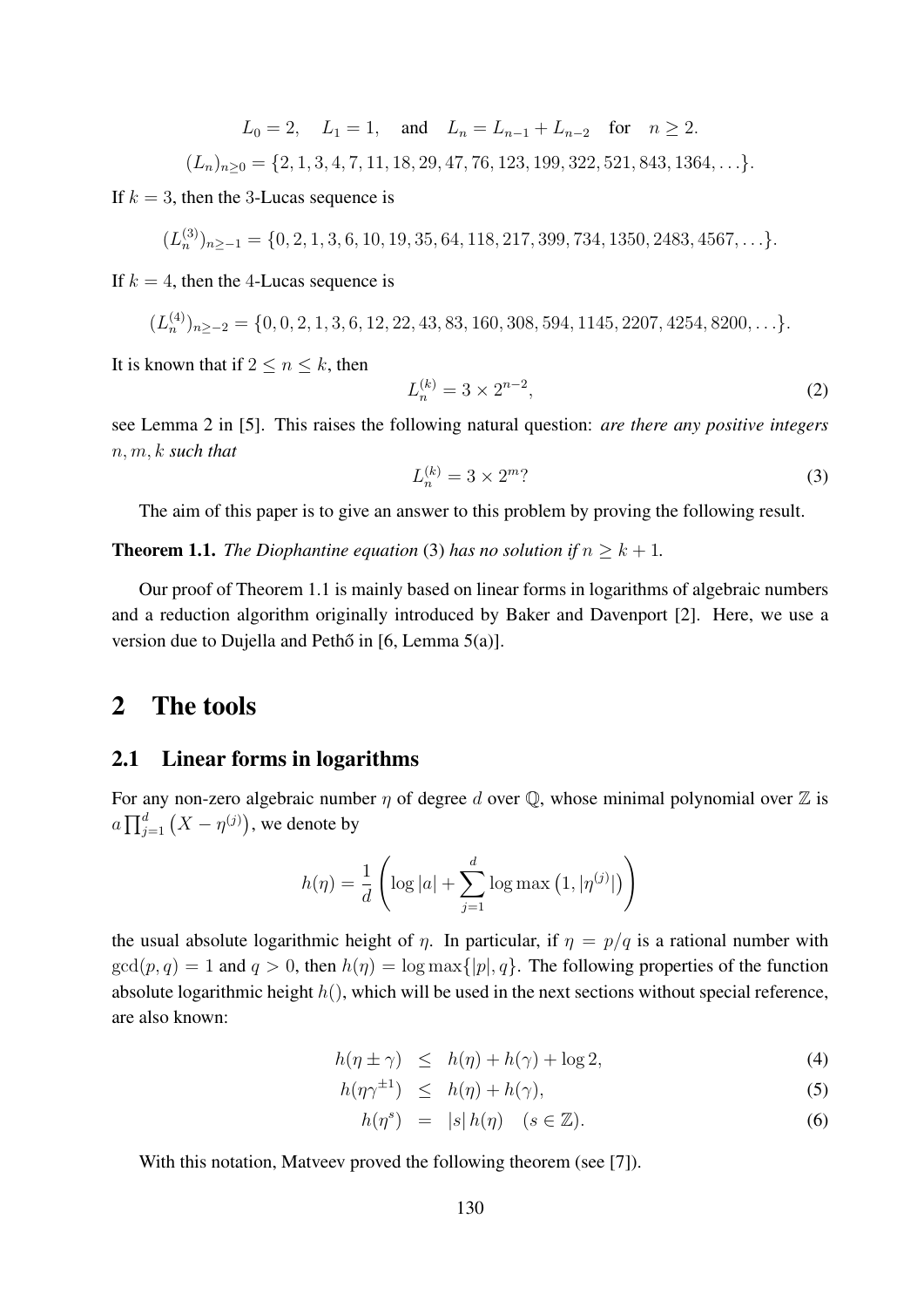$$L_0 = 2, \quad L_1 = 1, \quad \text{and} \quad L_n = L_{n-1} + L_{n-2} \quad \text{for} \quad n \geq 2.$$

$$(L_n)_{n\geq 0} = \{2, 1, 3, 4, 7, 11, 18, 29, 47, 76, 123, 199, 322, 521, 843, 1364, \ldots\}.$$

If $k = 3$, then the 3-Lucas sequence is

$$(L_n^{(3)})_{n\geq -1} = \{0, 2, 1, 3, 6, 10, 19, 35, 64, 118, 217, 399, 734, 1350, 2483, 4567, \ldots\}.$$

If $k = 4$, then the 4-Lucas sequence is

$$(L_n^{(4)})_{n\geq -2} = \{0, 0, 2, 1, 3, 6, 12, 22, 43, 83, 160, 308, 594, 1145, 2207, 4254, 8200, \ldots\}.$$

It is known that if $2 \leq n \leq k$, then

$$L_n^{(k)} = 3 \times 2^{n-2}, \tag{2}$$

see Lemma 2 in [5]. This raises the following natural question: *are there any positive integers* $n, m, k$ *such that*

$$L_n^{(k)} = 3 \times 2^m? \tag{3}$$

The aim of this paper is to give an answer to this problem by proving the following result.

**Theorem 1.1.** *The Diophantine equation* (3) *has no solution if* $n \geq k + 1$.

Our proof of Theorem 1.1 is mainly based on linear forms in logarithms of algebraic numbers and a reduction algorithm originally introduced by Baker and Davenport [2]. Here, we use a version due to Dujella and Pethő in [6, Lemma 5(a)].

# 2 The tools

## 2.1 Linear forms in logarithms

For any non-zero algebraic number $\eta$ of degree $d$ over $\mathbb{Q}$, whose minimal polynomial over $\mathbb{Z}$ is $a\prod_{j=1}^{d}\left(X - \eta^{(j)}\right)$, we denote by

$$h(\eta) = \frac{1}{d}\left(\log|a| + \sum_{j=1}^{d}\log\max\left(1, |\eta^{(j)}|\right)\right)$$

the usual absolute logarithmic height of $\eta$. In particular, if $\eta = p/q$ is a rational number with $\gcd(p, q) = 1$ and $q > 0$, then $h(\eta) = \log\max\{|p|, q\}$. The following properties of the function absolute logarithmic height $h()$, which will be used in the next sections without special reference, are also known:

$$h(\eta \pm \gamma) \leq h(\eta) + h(\gamma) + \log 2, \tag{4}$$

$$h(\eta\gamma^{\pm 1}) \leq h(\eta) + h(\gamma), \tag{5}$$

$$h(\eta^s) = |s|\, h(\eta) \quad (s \in \mathbb{Z}). \tag{6}$$

With this notation, Matveev proved the following theorem (see [7]).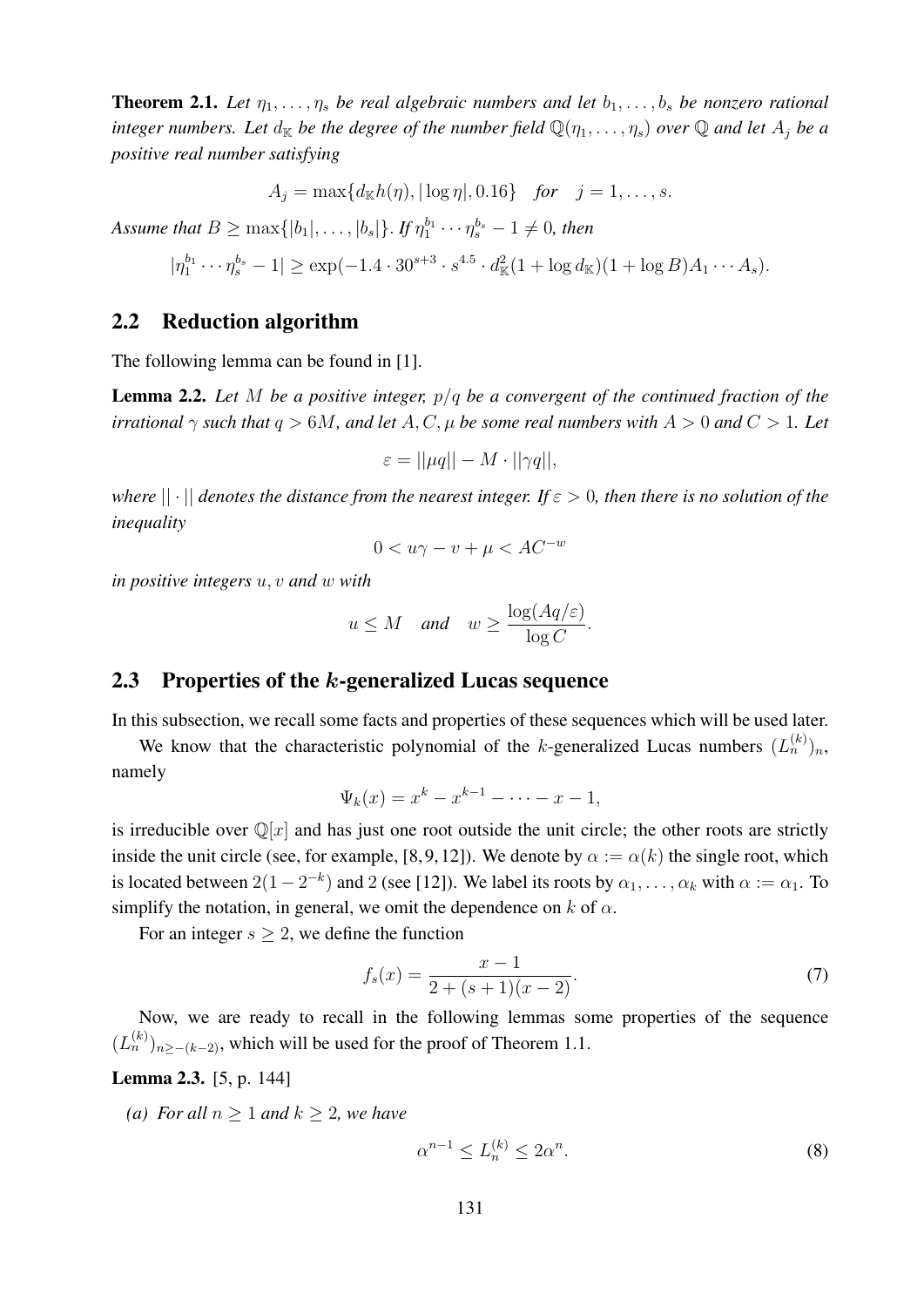**Theorem 2.1.** *Let $\eta_1, \ldots, \eta_s$ be real algebraic numbers and let $b_1, \ldots, b_s$ be nonzero rational integer numbers. Let $d_{\mathbb{K}}$ be the degree of the number field $\mathbb{Q}(\eta_1, \ldots, \eta_s)$ over $\mathbb{Q}$ and let $A_j$ be a positive real number satisfying*

$$A_j = \max\{d_{\mathbb{K}} h(\eta), |\log \eta|, 0.16\} \quad \textit{for} \quad j = 1, \ldots, s.$$

*Assume that $B \geq \max\{|b_1|, \ldots, |b_s|\}$. If $\eta_1^{b_1} \cdots \eta_s^{b_s} - 1 \neq 0$, then*

$$|\eta_1^{b_1} \cdots \eta_s^{b_s} - 1| \geq \exp(-1.4 \cdot 30^{s+3} \cdot s^{4.5} \cdot d_{\mathbb{K}}^2 (1 + \log d_{\mathbb{K}})(1 + \log B) A_1 \cdots A_s).$$

## 2.2 Reduction algorithm

The following lemma can be found in [1].

**Lemma 2.2.** *Let $M$ be a positive integer, $p/q$ be a convergent of the continued fraction of the irrational $\gamma$ such that $q > 6M$, and let $A, C, \mu$ be some real numbers with $A > 0$ and $C > 1$. Let*

$$\varepsilon = ||\mu q|| - M \cdot ||\gamma q||,$$

*where $|| \cdot ||$ denotes the distance from the nearest integer. If $\varepsilon > 0$, then there is no solution of the inequality*

$$0 < u\gamma - v + \mu < AC^{-w}$$

*in positive integers $u, v$ and $w$ with*

$$u \leq M \quad \textit{and} \quad w \geq \frac{\log(Aq/\varepsilon)}{\log C}.$$

## 2.3 Properties of the $k$-generalized Lucas sequence

In this subsection, we recall some facts and properties of these sequences which will be used later.

We know that the characteristic polynomial of the $k$-generalized Lucas numbers $(L_n^{(k)})_n$, namely

$$\Psi_k(x) = x^k - x^{k-1} - \cdots - x - 1,$$

is irreducible over $\mathbb{Q}[x]$ and has just one root outside the unit circle; the other roots are strictly inside the unit circle (see, for example, [8, 9, 12]). We denote by $\alpha := \alpha(k)$ the single root, which is located between $2(1 - 2^{-k})$ and $2$ (see [12]). We label its roots by $\alpha_1, \ldots, \alpha_k$ with $\alpha := \alpha_1$. To simplify the notation, in general, we omit the dependence on $k$ of $\alpha$.

For an integer $s \geq 2$, we define the function

$$f_s(x) = \frac{x - 1}{2 + (s + 1)(x - 2)}. \tag{7}$$

Now, we are ready to recall in the following lemmas some properties of the sequence $(L_n^{(k)})_{n \geq -(k-2)}$, which will be used for the proof of Theorem 1.1.

**Lemma 2.3.** [5, p. 144]

*(a) For all $n \geq 1$ and $k \geq 2$, we have*

$$\alpha^{n-1} \leq L_n^{(k)} \leq 2\alpha^n. \tag{8}$$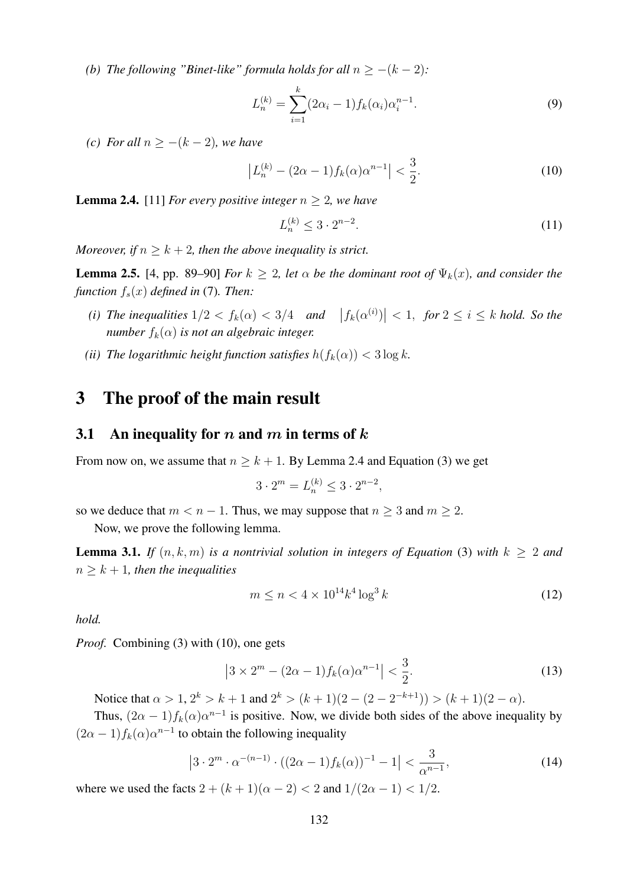*(b) The following "Binet-like" formula holds for all $n \geq -(k-2)$:*

$$L_n^{(k)} = \sum_{i=1}^{k} (2\alpha_i - 1) f_k(\alpha_i) \alpha_i^{n-1}. \tag{9}$$

*(c) For all $n \geq -(k-2)$, we have*

$$\left| L_n^{(k)} - (2\alpha - 1) f_k(\alpha) \alpha^{n-1} \right| < \frac{3}{2}. \tag{10}$$

**Lemma 2.4.** [11] *For every positive integer $n \geq 2$, we have*

$$L_n^{(k)} \leq 3 \cdot 2^{n-2}. \tag{11}$$

*Moreover, if $n \geq k+2$, then the above inequality is strict.*

**Lemma 2.5.** [4, pp. 89–90] *For $k \geq 2$, let $\alpha$ be the dominant root of $\Psi_k(x)$, and consider the function $f_s(x)$ defined in* (7). *Then:*

- *(i) The inequalities $1/2 < f_k(\alpha) < 3/4$ and $\left|f_k(\alpha^{(i)})\right| < 1$, for $2 \leq i \leq k$ hold. So the number $f_k(\alpha)$ is not an algebraic integer.*
- *(ii) The logarithmic height function satisfies $h(f_k(\alpha)) < 3 \log k$.*

# 3 The proof of the main result

## 3.1 An inequality for $n$ and $m$ in terms of $k$

From now on, we assume that $n \geq k+1$. By Lemma 2.4 and Equation (3) we get

$$3 \cdot 2^m = L_n^{(k)} \leq 3 \cdot 2^{n-2},$$

so we deduce that $m < n-1$. Thus, we may suppose that $n \geq 3$ and $m \geq 2$.

Now, we prove the following lemma.

**Lemma 3.1.** *If $(n, k, m)$ is a nontrivial solution in integers of Equation* (3) *with $k \geq 2$ and $n \geq k+1$, then the inequalities*

$$m \leq n < 4 \times 10^{14} k^4 \log^3 k \tag{12}$$

*hold.*

*Proof.* Combining (3) with (10), one gets

$$\left| 3 \times 2^m - (2\alpha - 1) f_k(\alpha) \alpha^{n-1} \right| < \frac{3}{2}. \tag{13}$$

Notice that $\alpha > 1$, $2^k > k+1$ and $2^k > (k+1)(2 - (2 - 2^{-k+1})) > (k+1)(2 - \alpha)$.

Thus, $(2\alpha - 1) f_k(\alpha) \alpha^{n-1}$ is positive. Now, we divide both sides of the above inequality by $(2\alpha - 1) f_k(\alpha) \alpha^{n-1}$ to obtain the following inequality

$$\left| 3 \cdot 2^m \cdot \alpha^{-(n-1)} \cdot ((2\alpha - 1) f_k(\alpha))^{-1} - 1 \right| < \frac{3}{\alpha^{n-1}}, \tag{14}$$

where we used the facts $2 + (k+1)(\alpha - 2) < 2$ and $1/(2\alpha - 1) < 1/2$.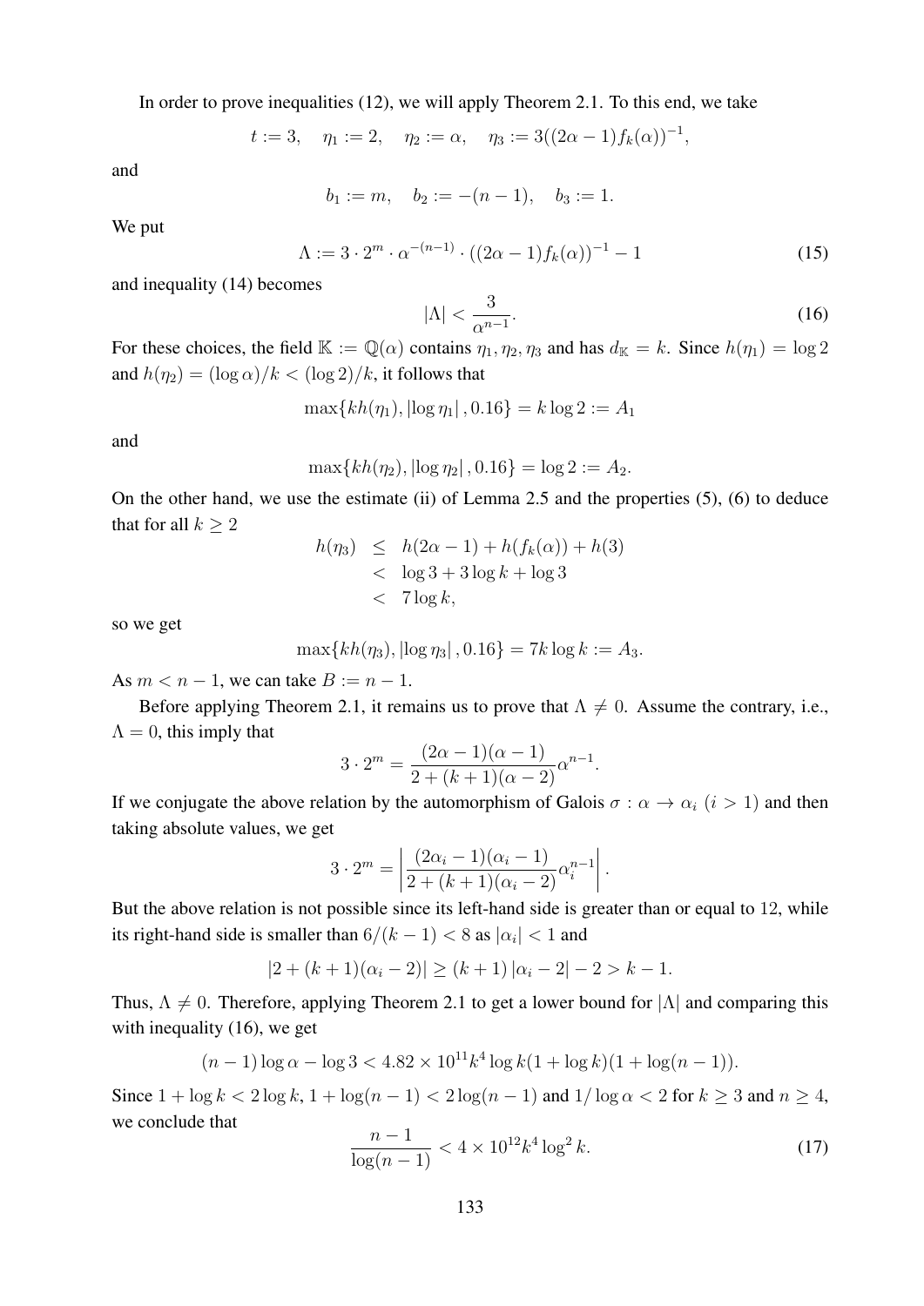In order to prove inequalities (12), we will apply Theorem 2.1. To this end, we take

$$t := 3, \quad \eta_1 := 2, \quad \eta_2 := \alpha, \quad \eta_3 := 3((2\alpha-1)f_k(\alpha))^{-1},$$

and

$$b_1 := m, \quad b_2 := -(n-1), \quad b_3 := 1.$$

We put

$$\Lambda := 3 \cdot 2^m \cdot \alpha^{-(n-1)} \cdot ((2\alpha-1)f_k(\alpha))^{-1} - 1 \tag{15}$$

and inequality (14) becomes

$$|\Lambda| < \frac{3}{\alpha^{n-1}}. \tag{16}$$

For these choices, the field $\mathbb{K} := \mathbb{Q}(\alpha)$ contains $\eta_1, \eta_2, \eta_3$ and has $d_{\mathbb{K}} = k$. Since $h(\eta_1) = \log 2$ and $h(\eta_2) = (\log \alpha)/k < (\log 2)/k$, it follows that

$$\max\{kh(\eta_1), |\log \eta_1|, 0.16\} = k \log 2 := A_1$$

and

$$\max\{kh(\eta_2), |\log \eta_2|, 0.16\} = \log 2 := A_2.$$

On the other hand, we use the estimate (ii) of Lemma 2.5 and the properties (5), (6) to deduce that for all $k \geq 2$

$$\begin{aligned} h(\eta_3) &\leq h(2\alpha - 1) + h(f_k(\alpha)) + h(3) \\ &< \log 3 + 3 \log k + \log 3 \\ &< 7 \log k, \end{aligned}$$

so we get

$$\max\{kh(\eta_3), |\log \eta_3|, 0.16\} = 7k \log k := A_3.$$

As $m < n-1$, we can take $B := n-1$.

Before applying Theorem 2.1, it remains us to prove that $\Lambda \neq 0$. Assume the contrary, i.e., $\Lambda = 0$, this imply that

$$3 \cdot 2^m = \frac{(2\alpha-1)(\alpha-1)}{2+(k+1)(\alpha-2)}\alpha^{n-1}.$$

If we conjugate the above relation by the automorphism of Galois $\sigma : \alpha \to \alpha_i$ $(i > 1)$ and then taking absolute values, we get

$$3 \cdot 2^m = \left| \frac{(2\alpha_i-1)(\alpha_i-1)}{2+(k+1)(\alpha_i-2)}\alpha_i^{n-1} \right|.$$

But the above relation is not possible since its left-hand side is greater than or equal to 12, while its right-hand side is smaller than $6/(k-1) < 8$ as $|\alpha_i| < 1$ and

$$|2+(k+1)(\alpha_i-2)| \geq (k+1)|\alpha_i - 2| - 2 > k-1.$$

Thus, $\Lambda \neq 0$. Therefore, applying Theorem 2.1 to get a lower bound for $|\Lambda|$ and comparing this with inequality (16), we get

$$(n-1)\log \alpha - \log 3 < 4.82 \times 10^{11} k^4 \log k (1 + \log k)(1 + \log(n-1)).$$

Since $1 + \log k < 2 \log k$, $1 + \log(n-1) < 2\log(n-1)$ and $1/\log \alpha < 2$ for $k \geq 3$ and $n \geq 4$, we conclude that

$$\frac{n-1}{\log(n-1)} < 4 \times 10^{12} k^4 \log^2 k. \tag{17}$$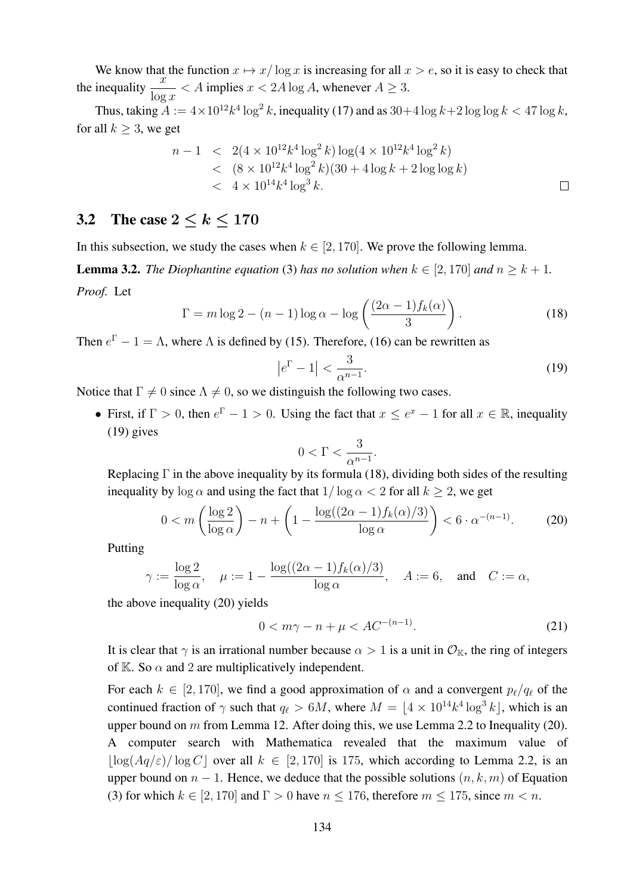We know that the function $x \mapsto x/\log x$ is increasing for all $x > e$, so it is easy to check that the inequality $\dfrac{x}{\log x} < A$ implies $x < 2A \log A$, whenever $A \geq 3$.

Thus, taking $A := 4 \times 10^{12} k^4 \log^2 k$, inequality (17) and as $30 + 4\log k + 2 \log\log k < 47 \log k$, for all $k \geq 3$, we get

$$
\begin{aligned}
n - 1 &< 2(4 \times 10^{12} k^4 \log^2 k) \log(4 \times 10^{12} k^4 \log^2 k) \\
&< (8 \times 10^{12} k^4 \log^2 k)(30 + 4 \log k + 2 \log\log k) \\
&< 4 \times 10^{14} k^4 \log^3 k.
\end{aligned}
$$

□

## 3.2 The case $2 \leq k \leq 170$

In this subsection, we study the cases when $k \in [2, 170]$. We prove the following lemma.

**Lemma 3.2.** *The Diophantine equation* (3) *has no solution when* $k \in [2, 170]$ *and* $n \geq k + 1$.

*Proof.* Let

$$
\Gamma = m \log 2 - (n-1) \log \alpha - \log\left(\frac{(2\alpha - 1) f_k(\alpha)}{3}\right). \tag{18}
$$

Then $e^\Gamma - 1 = \Lambda$, where $\Lambda$ is defined by (15). Therefore, (16) can be rewritten as

$$
\left| e^\Gamma - 1 \right| < \frac{3}{\alpha^{n-1}}. \tag{19}
$$

Notice that $\Gamma \neq 0$ since $\Lambda \neq 0$, so we distinguish the following two cases.

- First, if $\Gamma > 0$, then $e^\Gamma - 1 > 0$. Using the fact that $x \leq e^x - 1$ for all $x \in \mathbb{R}$, inequality (19) gives

  $$
  0 < \Gamma < \frac{3}{\alpha^{n-1}}.
  $$

  Replacing $\Gamma$ in the above inequality by its formula (18), dividing both sides of the resulting inequality by $\log \alpha$ and using the fact that $1/\log \alpha < 2$ for all $k \geq 2$, we get

  $$
  0 < m\left(\frac{\log 2}{\log \alpha}\right) - n + \left(1 - \frac{\log((2\alpha - 1) f_k(\alpha)/3)}{\log \alpha}\right) < 6 \cdot \alpha^{-(n-1)}. \tag{20}
  $$

  Putting

  $$
  \gamma := \frac{\log 2}{\log \alpha}, \quad \mu := 1 - \frac{\log((2\alpha - 1) f_k(\alpha)/3)}{\log \alpha}, \quad A := 6, \quad \text{and} \quad C := \alpha,
  $$

  the above inequality (20) yields

  $$
  0 < m\gamma - n + \mu < AC^{-(n-1)}. \tag{21}
  $$

  It is clear that $\gamma$ is an irrational number because $\alpha > 1$ is a unit in $\mathcal{O}_{\mathbb{K}}$, the ring of integers of $\mathbb{K}$. So $\alpha$ and $2$ are multiplicatively independent.

  For each $k \in [2, 170]$, we find a good approximation of $\alpha$ and a convergent $p_\ell / q_\ell$ of the continued fraction of $\gamma$ such that $q_\ell > 6M$, where $M = \lfloor 4 \times 10^{14} k^4 \log^3 k \rfloor$, which is an upper bound on $m$ from Lemma 12. After doing this, we use Lemma 2.2 to Inequality (20). A computer search with Mathematica revealed that the maximum value of $\lfloor \log(Aq/\varepsilon)/\log C \rfloor$ over all $k \in [2, 170]$ is 175, which according to Lemma 2.2, is an upper bound on $n - 1$. Hence, we deduce that the possible solutions $(n, k, m)$ of Equation (3) for which $k \in [2, 170]$ and $\Gamma > 0$ have $n \leq 176$, therefore $m \leq 175$, since $m < n$.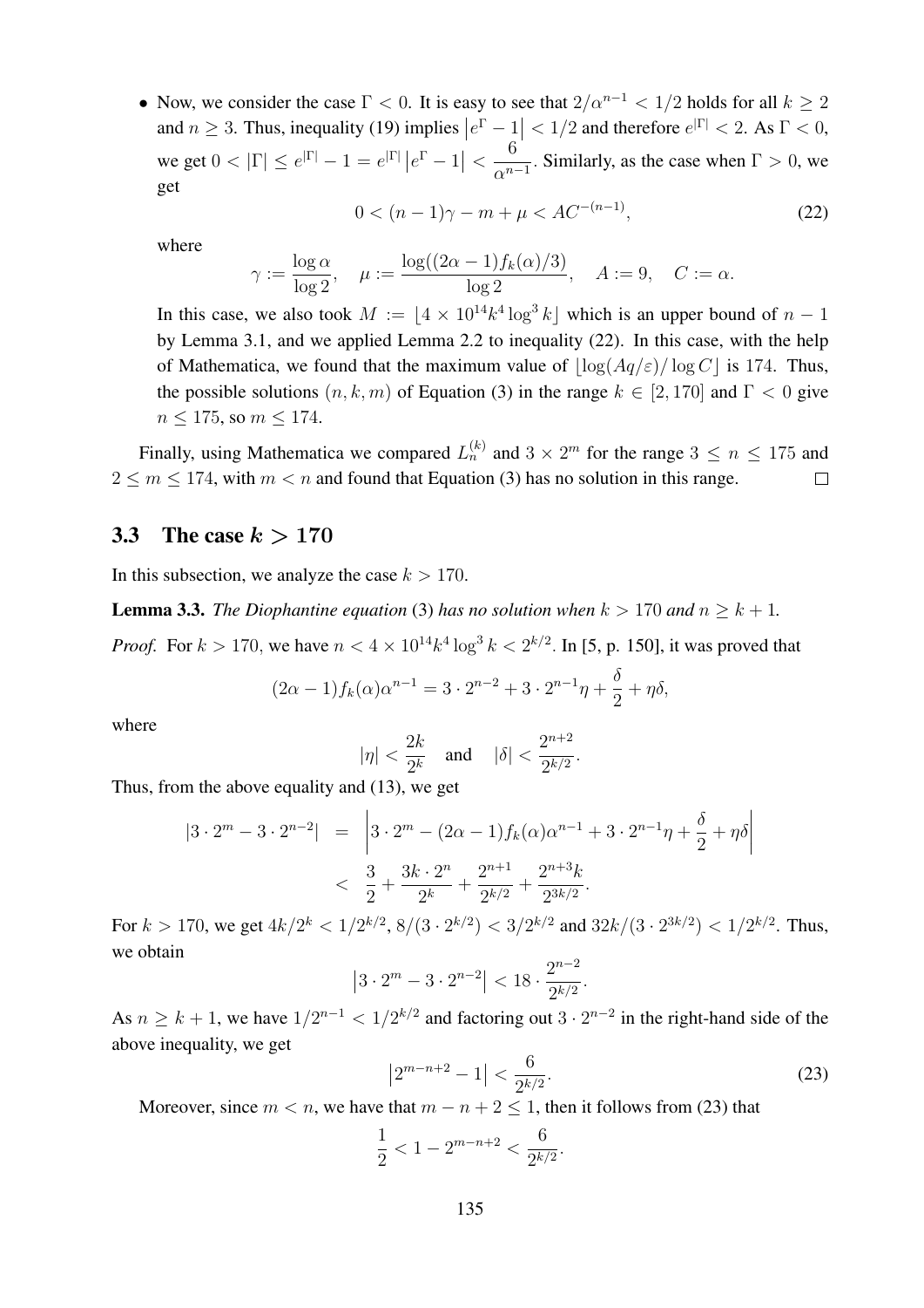- Now, we consider the case $\Gamma < 0$. It is easy to see that $2/\alpha^{n-1} < 1/2$ holds for all $k \geq 2$ and $n \geq 3$. Thus, inequality (19) implies $\left|e^{\Gamma} - 1\right| < 1/2$ and therefore $e^{|\Gamma|} < 2$. As $\Gamma < 0$, we get $0 < |\Gamma| \leq e^{|\Gamma|} - 1 = e^{|\Gamma|}\left|e^{\Gamma} - 1\right| < \dfrac{6}{\alpha^{n-1}}$. Similarly, as the case when $\Gamma > 0$, we get

$$0 < (n-1)\gamma - m + \mu < AC^{-(n-1)}, \tag{22}$$

where

$$\gamma := \frac{\log \alpha}{\log 2}, \quad \mu := \frac{\log((2\alpha - 1)f_k(\alpha)/3)}{\log 2}, \quad A := 9, \quad C := \alpha.$$

In this case, we also took $M := \lfloor 4 \times 10^{14} k^4 \log^3 k \rfloor$ which is an upper bound of $n-1$ by Lemma 3.1, and we applied Lemma 2.2 to inequality (22). In this case, with the help of Mathematica, we found that the maximum value of $\lfloor \log(Aq/\varepsilon)/\log C \rfloor$ is 174. Thus, the possible solutions $(n, k, m)$ of Equation (3) in the range $k \in [2, 170]$ and $\Gamma < 0$ give $n \leq 175$, so $m \leq 174$.

Finally, using Mathematica we compared $L_n^{(k)}$ and $3 \times 2^m$ for the range $3 \leq n \leq 175$ and $2 \leq m \leq 174$, with $m < n$ and found that Equation (3) has no solution in this range. □

### 3.3 The case $k > 170$

In this subsection, we analyze the case $k > 170$.

**Lemma 3.3.** *The Diophantine equation* (3) *has no solution when* $k > 170$ *and* $n \geq k+1$.

*Proof.* For $k > 170$, we have $n < 4 \times 10^{14} k^4 \log^3 k < 2^{k/2}$. In [5, p. 150], it was proved that

$$(2\alpha - 1)f_k(\alpha)\alpha^{n-1} = 3 \cdot 2^{n-2} + 3 \cdot 2^{n-1}\eta + \frac{\delta}{2} + \eta\delta,$$

where

$$|\eta| < \frac{2k}{2^k} \quad \text{and} \quad |\delta| < \frac{2^{n+2}}{2^{k/2}}.$$

Thus, from the above equality and (13), we get

$$\begin{aligned}
\left|3 \cdot 2^m - 3 \cdot 2^{n-2}\right| &= \left|3 \cdot 2^m - (2\alpha - 1)f_k(\alpha)\alpha^{n-1} + 3 \cdot 2^{n-1}\eta + \frac{\delta}{2} + \eta\delta\right| \\
&< \frac{3}{2} + \frac{3k \cdot 2^n}{2^k} + \frac{2^{n+1}}{2^{k/2}} + \frac{2^{n+3}k}{2^{3k/2}}.
\end{aligned}$$

For $k > 170$, we get $4k/2^k < 1/2^{k/2}$, $8/(3 \cdot 2^{k/2}) < 3/2^{k/2}$ and $32k/(3 \cdot 2^{3k/2}) < 1/2^{k/2}$. Thus, we obtain

$$\left|3 \cdot 2^m - 3 \cdot 2^{n-2}\right| < 18 \cdot \frac{2^{n-2}}{2^{k/2}}.$$

As $n \geq k+1$, we have $1/2^{n-1} < 1/2^{k/2}$ and factoring out $3 \cdot 2^{n-2}$ in the right-hand side of the above inequality, we get

$$\left|2^{m-n+2} - 1\right| < \frac{6}{2^{k/2}}. \tag{23}$$

Moreover, since $m < n$, we have that $m - n + 2 \leq 1$, then it follows from (23) that

$$\frac{1}{2} < 1 - 2^{m-n+2} < \frac{6}{2^{k/2}}.$$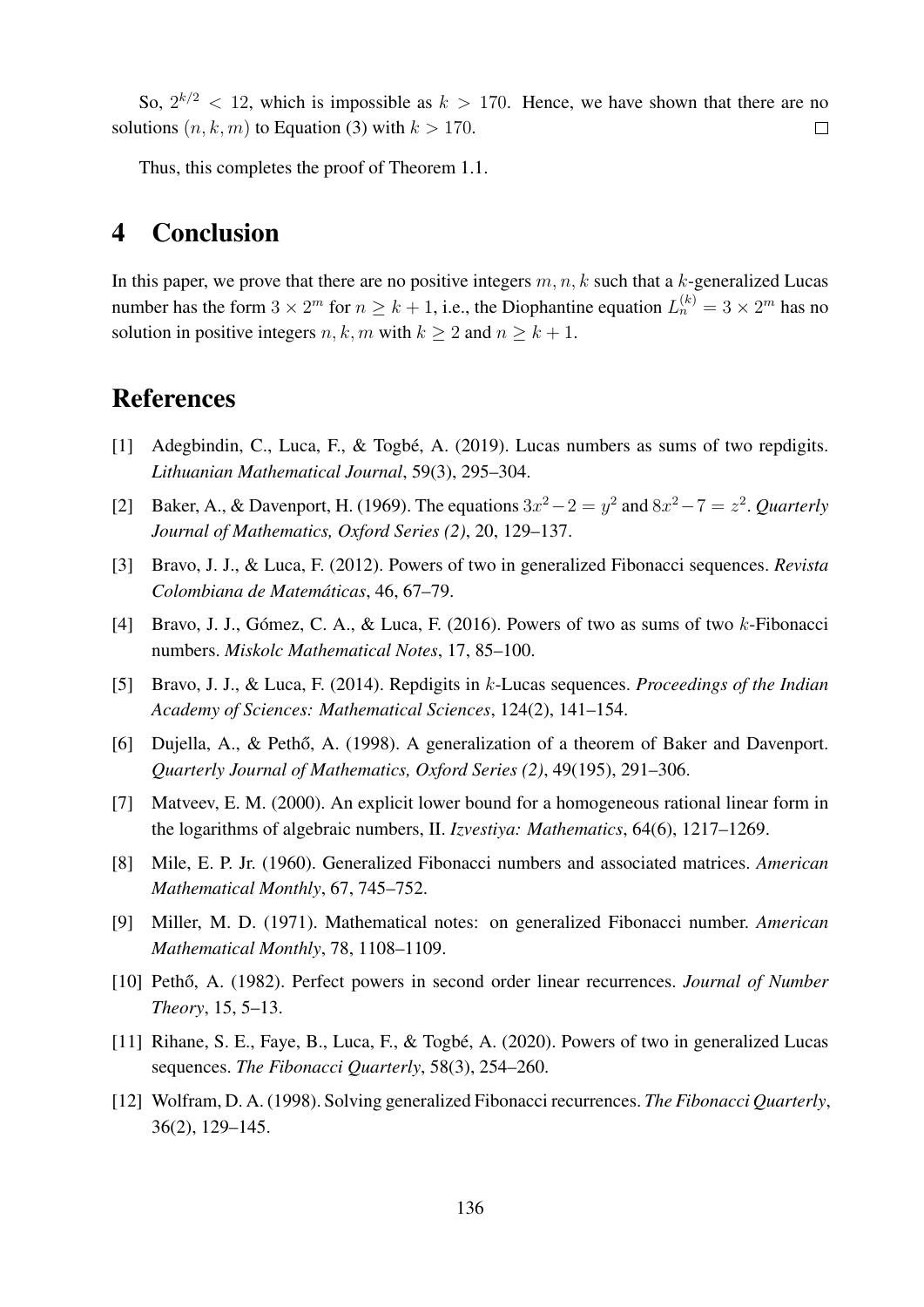So, $2^{k/2} < 12$, which is impossible as $k > 170$. Hence, we have shown that there are no solutions $(n, k, m)$ to Equation (3) with $k > 170$. $\square$

Thus, this completes the proof of Theorem 1.1.

# 4 Conclusion

In this paper, we prove that there are no positive integers $m, n, k$ such that a $k$-generalized Lucas number has the form $3 \times 2^m$ for $n \geq k + 1$, i.e., the Diophantine equation $L_n^{(k)} = 3 \times 2^m$ has no solution in positive integers $n, k, m$ with $k \geq 2$ and $n \geq k + 1$.

# References

[1] Adegbindin, C., Luca, F., & Togbé, A. (2019). Lucas numbers as sums of two repdigits. *Lithuanian Mathematical Journal*, 59(3), 295–304.

[2] Baker, A., & Davenport, H. (1969). The equations $3x^2 - 2 = y^2$ and $8x^2 - 7 = z^2$. *Quarterly Journal of Mathematics, Oxford Series (2)*, 20, 129–137.

[3] Bravo, J. J., & Luca, F. (2012). Powers of two in generalized Fibonacci sequences. *Revista Colombiana de Matemáticas*, 46, 67–79.

[4] Bravo, J. J., Gómez, C. A., & Luca, F. (2016). Powers of two as sums of two $k$-Fibonacci numbers. *Miskolc Mathematical Notes*, 17, 85–100.

[5] Bravo, J. J., & Luca, F. (2014). Repdigits in $k$-Lucas sequences. *Proceedings of the Indian Academy of Sciences: Mathematical Sciences*, 124(2), 141–154.

[6] Dujella, A., & Pethő, A. (1998). A generalization of a theorem of Baker and Davenport. *Quarterly Journal of Mathematics, Oxford Series (2)*, 49(195), 291–306.

[7] Matveev, E. M. (2000). An explicit lower bound for a homogeneous rational linear form in the logarithms of algebraic numbers, II. *Izvestiya: Mathematics*, 64(6), 1217–1269.

[8] Mile, E. P. Jr. (1960). Generalized Fibonacci numbers and associated matrices. *American Mathematical Monthly*, 67, 745–752.

[9] Miller, M. D. (1971). Mathematical notes: on generalized Fibonacci number. *American Mathematical Monthly*, 78, 1108–1109.

[10] Pethő, A. (1982). Perfect powers in second order linear recurrences. *Journal of Number Theory*, 15, 5–13.

[11] Rihane, S. E., Faye, B., Luca, F., & Togbé, A. (2020). Powers of two in generalized Lucas sequences. *The Fibonacci Quarterly*, 58(3), 254–260.

[12] Wolfram, D. A. (1998). Solving generalized Fibonacci recurrences. *The Fibonacci Quarterly*, 36(2), 129–145.